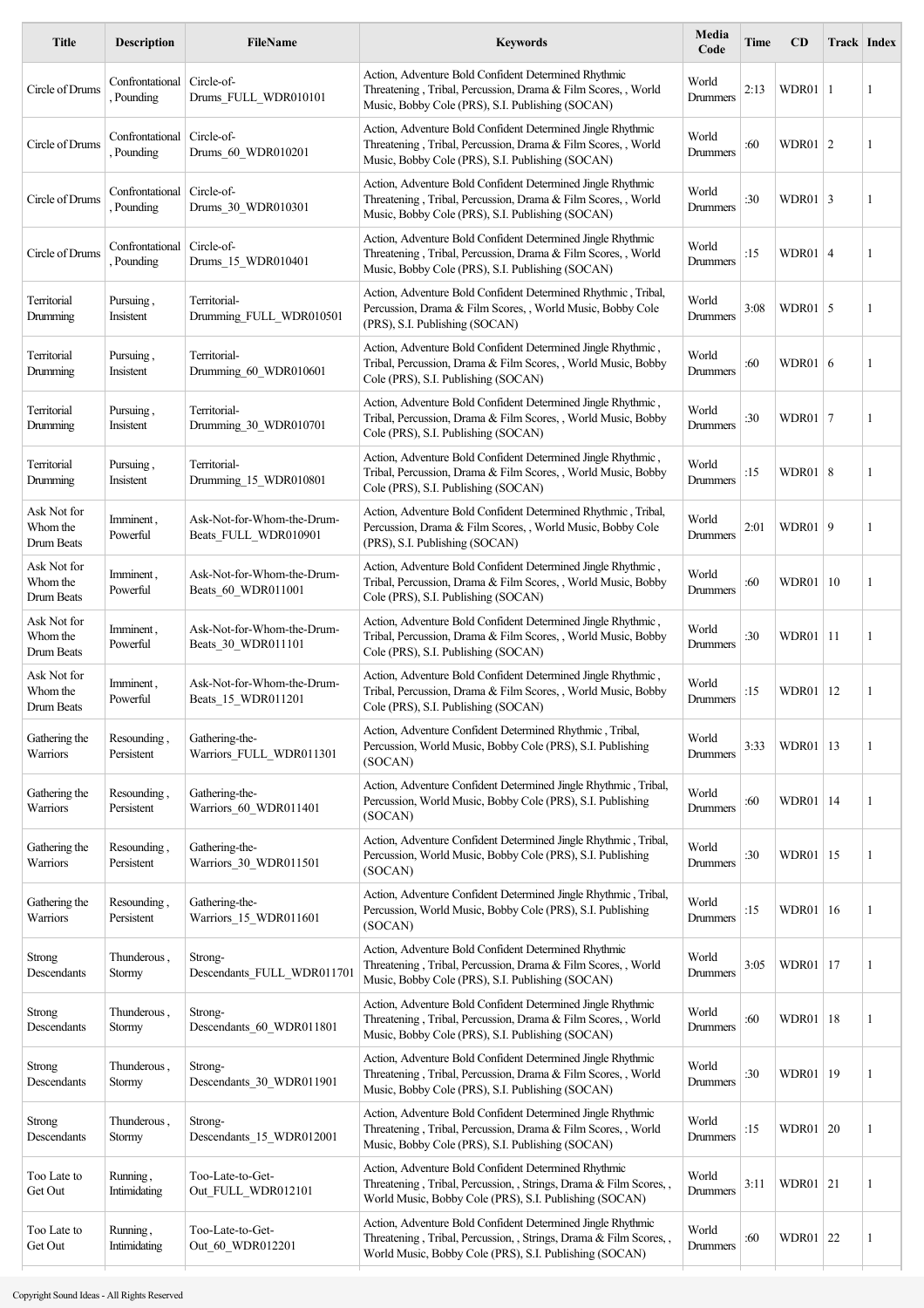| Title | Description | FileName | Keywords | Media Code | Time | CD | Track | Index |
|---|---|---|---|---|---|---|---|---|
| Circle of Drums | Confrontational , Pounding | Circle-of-Drums_FULL_WDR010101 | Action, Adventure Bold Confident Determined Rhythmic Threatening , Tribal, Percussion, Drama & Film Scores, , World Music, Bobby Cole (PRS), S.I. Publishing (SOCAN) | World Drummers | 2:13 | WDR01 | 1 | 1 |
| Circle of Drums | Confrontational , Pounding | Circle-of-Drums_60_WDR010201 | Action, Adventure Bold Confident Determined Jingle Rhythmic Threatening , Tribal, Percussion, Drama & Film Scores, , World Music, Bobby Cole (PRS), S.I. Publishing (SOCAN) | World Drummers | :60 | WDR01 | 2 | 1 |
| Circle of Drums | Confrontational , Pounding | Circle-of-Drums_30_WDR010301 | Action, Adventure Bold Confident Determined Jingle Rhythmic Threatening , Tribal, Percussion, Drama & Film Scores, , World Music, Bobby Cole (PRS), S.I. Publishing (SOCAN) | World Drummers | :30 | WDR01 | 3 | 1 |
| Circle of Drums | Confrontational , Pounding | Circle-of-Drums_15_WDR010401 | Action, Adventure Bold Confident Determined Jingle Rhythmic Threatening , Tribal, Percussion, Drama & Film Scores, , World Music, Bobby Cole (PRS), S.I. Publishing (SOCAN) | World Drummers | :15 | WDR01 | 4 | 1 |
| Territorial Drumming | Pursuing , Insistent | Territorial-Drumming_FULL_WDR010501 | Action, Adventure Bold Confident Determined Rhythmic , Tribal, Percussion, Drama & Film Scores, , World Music, Bobby Cole (PRS), S.I. Publishing (SOCAN) | World Drummers | 3:08 | WDR01 | 5 | 1 |
| Territorial Drumming | Pursuing , Insistent | Territorial-Drumming_60_WDR010601 | Action, Adventure Bold Confident Determined Jingle Rhythmic , Tribal, Percussion, Drama & Film Scores, , World Music, Bobby Cole (PRS), S.I. Publishing (SOCAN) | World Drummers | :60 | WDR01 | 6 | 1 |
| Territorial Drumming | Pursuing , Insistent | Territorial-Drumming_30_WDR010701 | Action, Adventure Bold Confident Determined Jingle Rhythmic , Tribal, Percussion, Drama & Film Scores, , World Music, Bobby Cole (PRS), S.I. Publishing (SOCAN) | World Drummers | :30 | WDR01 | 7 | 1 |
| Territorial Drumming | Pursuing , Insistent | Territorial-Drumming_15_WDR010801 | Action, Adventure Bold Confident Determined Jingle Rhythmic , Tribal, Percussion, Drama & Film Scores, , World Music, Bobby Cole (PRS), S.I. Publishing (SOCAN) | World Drummers | :15 | WDR01 | 8 | 1 |
| Ask Not for Whom the Drum Beats | Imminent , Powerful | Ask-Not-for-Whom-the-Drum-Beats_FULL_WDR010901 | Action, Adventure Bold Confident Determined Rhythmic , Tribal, Percussion, Drama & Film Scores, , World Music, Bobby Cole (PRS), S.I. Publishing (SOCAN) | World Drummers | 2:01 | WDR01 | 9 | 1 |
| Ask Not for Whom the Drum Beats | Imminent , Powerful | Ask-Not-for-Whom-the-Drum-Beats_60_WDR011001 | Action, Adventure Bold Confident Determined Jingle Rhythmic , Tribal, Percussion, Drama & Film Scores, , World Music, Bobby Cole (PRS), S.I. Publishing (SOCAN) | World Drummers | :60 | WDR01 | 10 | 1 |
| Ask Not for Whom the Drum Beats | Imminent , Powerful | Ask-Not-for-Whom-the-Drum-Beats_30_WDR011101 | Action, Adventure Bold Confident Determined Jingle Rhythmic , Tribal, Percussion, Drama & Film Scores, , World Music, Bobby Cole (PRS), S.I. Publishing (SOCAN) | World Drummers | :30 | WDR01 | 11 | 1 |
| Ask Not for Whom the Drum Beats | Imminent , Powerful | Ask-Not-for-Whom-the-Drum-Beats_15_WDR011201 | Action, Adventure Bold Confident Determined Jingle Rhythmic , Tribal, Percussion, Drama & Film Scores, , World Music, Bobby Cole (PRS), S.I. Publishing (SOCAN) | World Drummers | :15 | WDR01 | 12 | 1 |
| Gathering the Warriors | Resounding , Persistent | Gathering-the-Warriors_FULL_WDR011301 | Action, Adventure Confident Determined Rhythmic , Tribal, Percussion, World Music, Bobby Cole (PRS), S.I. Publishing (SOCAN) | World Drummers | 3:33 | WDR01 | 13 | 1 |
| Gathering the Warriors | Resounding , Persistent | Gathering-the-Warriors_60_WDR011401 | Action, Adventure Confident Determined Jingle Rhythmic , Tribal, Percussion, World Music, Bobby Cole (PRS), S.I. Publishing (SOCAN) | World Drummers | :60 | WDR01 | 14 | 1 |
| Gathering the Warriors | Resounding , Persistent | Gathering-the-Warriors_30_WDR011501 | Action, Adventure Confident Determined Jingle Rhythmic , Tribal, Percussion, World Music, Bobby Cole (PRS), S.I. Publishing (SOCAN) | World Drummers | :30 | WDR01 | 15 | 1 |
| Gathering the Warriors | Resounding , Persistent | Gathering-the-Warriors_15_WDR011601 | Action, Adventure Confident Determined Jingle Rhythmic , Tribal, Percussion, World Music, Bobby Cole (PRS), S.I. Publishing (SOCAN) | World Drummers | :15 | WDR01 | 16 | 1 |
| Strong Descendants | Thunderous , Stormy | Strong-Descendants_FULL_WDR011701 | Action, Adventure Bold Confident Determined Rhythmic Threatening , Tribal, Percussion, Drama & Film Scores, , World Music, Bobby Cole (PRS), S.I. Publishing (SOCAN) | World Drummers | 3:05 | WDR01 | 17 | 1 |
| Strong Descendants | Thunderous , Stormy | Strong-Descendants_60_WDR011801 | Action, Adventure Bold Confident Determined Jingle Rhythmic Threatening , Tribal, Percussion, Drama & Film Scores, , World Music, Bobby Cole (PRS), S.I. Publishing (SOCAN) | World Drummers | :60 | WDR01 | 18 | 1 |
| Strong Descendants | Thunderous , Stormy | Strong-Descendants_30_WDR011901 | Action, Adventure Bold Confident Determined Jingle Rhythmic Threatening , Tribal, Percussion, Drama & Film Scores, , World Music, Bobby Cole (PRS), S.I. Publishing (SOCAN) | World Drummers | :30 | WDR01 | 19 | 1 |
| Strong Descendants | Thunderous , Stormy | Strong-Descendants_15_WDR012001 | Action, Adventure Bold Confident Determined Jingle Rhythmic Threatening , Tribal, Percussion, Drama & Film Scores, , World Music, Bobby Cole (PRS), S.I. Publishing (SOCAN) | World Drummers | :15 | WDR01 | 20 | 1 |
| Too Late to Get Out | Running , Intimidating | Too-Late-to-Get-Out_FULL_WDR012101 | Action, Adventure Bold Confident Determined Rhythmic Threatening , Tribal, Percussion, , Strings, Drama & Film Scores, , World Music, Bobby Cole (PRS), S.I. Publishing (SOCAN) | World Drummers | 3:11 | WDR01 | 21 | 1 |
| Too Late to Get Out | Running , Intimidating | Too-Late-to-Get-Out_60_WDR012201 | Action, Adventure Bold Confident Determined Jingle Rhythmic Threatening , Tribal, Percussion, , Strings, Drama & Film Scores, , World Music, Bobby Cole (PRS), S.I. Publishing (SOCAN) | World Drummers | :60 | WDR01 | 22 | 1 |

Copyright Sound Ideas - All Rights Reserved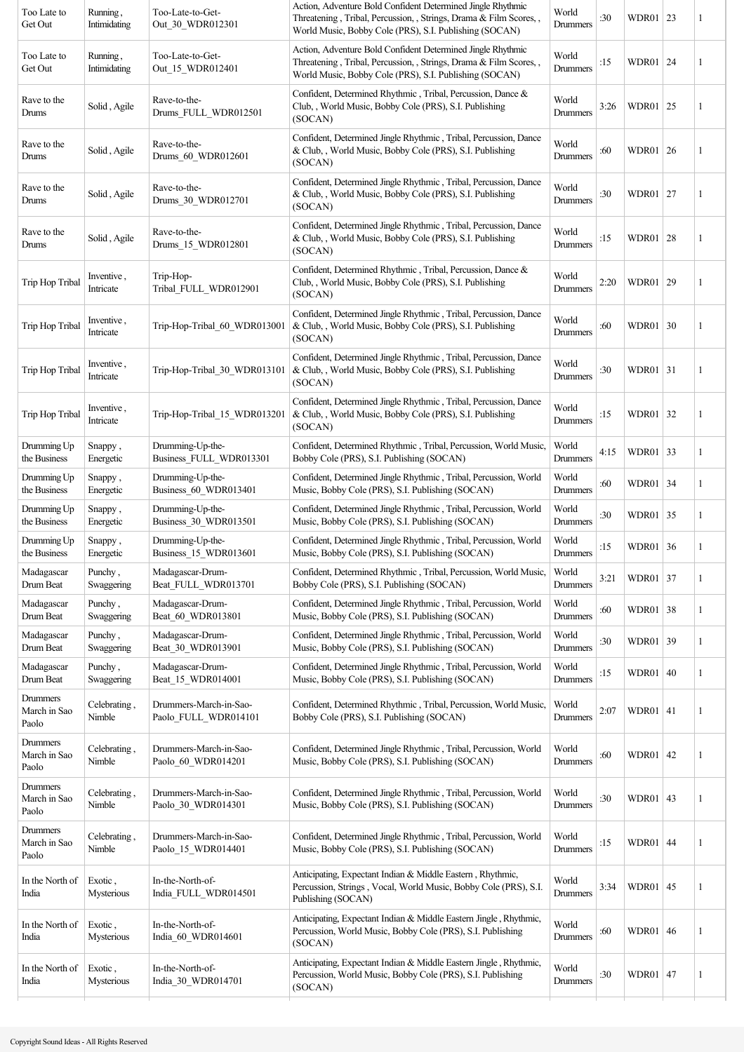| Too Late to Get Out | Running , Intimidating | Too-Late-to-Get-Out_30_WDR012301 | Action, Adventure Bold Confident Determined Jingle Rhythmic Threatening , Tribal, Percussion, , Strings, Drama & Film Scores, , World Music, Bobby Cole (PRS), S.I. Publishing (SOCAN) | World Drummers | :30 | WDR01 | 23 | 1 |
|---|---|---|---|---|---|---|---|---|
| Too Late to Get Out | Running , Intimidating | Too-Late-to-Get-Out_15_WDR012401 | Action, Adventure Bold Confident Determined Jingle Rhythmic Threatening , Tribal, Percussion, , Strings, Drama & Film Scores, , World Music, Bobby Cole (PRS), S.I. Publishing (SOCAN) | World Drummers | :15 | WDR01 | 24 | 1 |
| Rave to the Drums | Solid , Agile | Rave-to-the-Drums_FULL_WDR012501 | Confident, Determined Rhythmic , Tribal, Percussion, Dance & Club, , World Music, Bobby Cole (PRS), S.I. Publishing (SOCAN) | World Drummers | 3:26 | WDR01 | 25 | 1 |
| Rave to the Drums | Solid , Agile | Rave-to-the-Drums_60_WDR012601 | Confident, Determined Jingle Rhythmic , Tribal, Percussion, Dance & Club, , World Music, Bobby Cole (PRS), S.I. Publishing (SOCAN) | World Drummers | :60 | WDR01 | 26 | 1 |
| Rave to the Drums | Solid , Agile | Rave-to-the-Drums_30_WDR012701 | Confident, Determined Jingle Rhythmic , Tribal, Percussion, Dance & Club, , World Music, Bobby Cole (PRS), S.I. Publishing (SOCAN) | World Drummers | :30 | WDR01 | 27 | 1 |
| Rave to the Drums | Solid , Agile | Rave-to-the-Drums_15_WDR012801 | Confident, Determined Jingle Rhythmic , Tribal, Percussion, Dance & Club, , World Music, Bobby Cole (PRS), S.I. Publishing (SOCAN) | World Drummers | :15 | WDR01 | 28 | 1 |
| Trip Hop Tribal | Inventive , Intricate | Trip-Hop-Tribal_FULL_WDR012901 | Confident, Determined Rhythmic , Tribal, Percussion, Dance & Club, , World Music, Bobby Cole (PRS), S.I. Publishing (SOCAN) | World Drummers | 2:20 | WDR01 | 29 | 1 |
| Trip Hop Tribal | Inventive , Intricate | Trip-Hop-Tribal_60_WDR013001 | Confident, Determined Jingle Rhythmic , Tribal, Percussion, Dance & Club, , World Music, Bobby Cole (PRS), S.I. Publishing (SOCAN) | World Drummers | :60 | WDR01 | 30 | 1 |
| Trip Hop Tribal | Inventive , Intricate | Trip-Hop-Tribal_30_WDR013101 | Confident, Determined Jingle Rhythmic , Tribal, Percussion, Dance & Club, , World Music, Bobby Cole (PRS), S.I. Publishing (SOCAN) | World Drummers | :30 | WDR01 | 31 | 1 |
| Trip Hop Tribal | Inventive , Intricate | Trip-Hop-Tribal_15_WDR013201 | Confident, Determined Jingle Rhythmic , Tribal, Percussion, Dance & Club, , World Music, Bobby Cole (PRS), S.I. Publishing (SOCAN) | World Drummers | :15 | WDR01 | 32 | 1 |
| Drumming Up the Business | Snappy , Energetic | Drumming-Up-the-Business_FULL_WDR013301 | Confident, Determined Rhythmic , Tribal, Percussion, World Music, Bobby Cole (PRS), S.I. Publishing (SOCAN) | World Drummers | 4:15 | WDR01 | 33 | 1 |
| Drumming Up the Business | Snappy , Energetic | Drumming-Up-the-Business_60_WDR013401 | Confident, Determined Jingle Rhythmic , Tribal, Percussion, World Music, Bobby Cole (PRS), S.I. Publishing (SOCAN) | World Drummers | :60 | WDR01 | 34 | 1 |
| Drumming Up the Business | Snappy , Energetic | Drumming-Up-the-Business_30_WDR013501 | Confident, Determined Jingle Rhythmic , Tribal, Percussion, World Music, Bobby Cole (PRS), S.I. Publishing (SOCAN) | World Drummers | :30 | WDR01 | 35 | 1 |
| Drumming Up the Business | Snappy , Energetic | Drumming-Up-the-Business_15_WDR013601 | Confident, Determined Jingle Rhythmic , Tribal, Percussion, World Music, Bobby Cole (PRS), S.I. Publishing (SOCAN) | World Drummers | :15 | WDR01 | 36 | 1 |
| Madagascar Drum Beat | Punchy , Swaggering | Madagascar-Drum-Beat_FULL_WDR013701 | Confident, Determined Rhythmic , Tribal, Percussion, World Music, Bobby Cole (PRS), S.I. Publishing (SOCAN) | World Drummers | 3:21 | WDR01 | 37 | 1 |
| Madagascar Drum Beat | Punchy , Swaggering | Madagascar-Drum-Beat_60_WDR013801 | Confident, Determined Jingle Rhythmic , Tribal, Percussion, World Music, Bobby Cole (PRS), S.I. Publishing (SOCAN) | World Drummers | :60 | WDR01 | 38 | 1 |
| Madagascar Drum Beat | Punchy , Swaggering | Madagascar-Drum-Beat_30_WDR013901 | Confident, Determined Jingle Rhythmic , Tribal, Percussion, World Music, Bobby Cole (PRS), S.I. Publishing (SOCAN) | World Drummers | :30 | WDR01 | 39 | 1 |
| Madagascar Drum Beat | Punchy , Swaggering | Madagascar-Drum-Beat_15_WDR014001 | Confident, Determined Jingle Rhythmic , Tribal, Percussion, World Music, Bobby Cole (PRS), S.I. Publishing (SOCAN) | World Drummers | :15 | WDR01 | 40 | 1 |
| Drummers March in Sao Paolo | Celebrating , Nimble | Drummers-March-in-Sao-Paolo_FULL_WDR014101 | Confident, Determined Rhythmic , Tribal, Percussion, World Music, Bobby Cole (PRS), S.I. Publishing (SOCAN) | World Drummers | 2:07 | WDR01 | 41 | 1 |
| Drummers March in Sao Paolo | Celebrating , Nimble | Drummers-March-in-Sao-Paolo_60_WDR014201 | Confident, Determined Jingle Rhythmic , Tribal, Percussion, World Music, Bobby Cole (PRS), S.I. Publishing (SOCAN) | World Drummers | :60 | WDR01 | 42 | 1 |
| Drummers March in Sao Paolo | Celebrating , Nimble | Drummers-March-in-Sao-Paolo_30_WDR014301 | Confident, Determined Jingle Rhythmic , Tribal, Percussion, World Music, Bobby Cole (PRS), S.I. Publishing (SOCAN) | World Drummers | :30 | WDR01 | 43 | 1 |
| Drummers March in Sao Paolo | Celebrating , Nimble | Drummers-March-in-Sao-Paolo_15_WDR014401 | Confident, Determined Jingle Rhythmic , Tribal, Percussion, World Music, Bobby Cole (PRS), S.I. Publishing (SOCAN) | World Drummers | :15 | WDR01 | 44 | 1 |
| In the North of India | Exotic , Mysterious | In-the-North-of-India_FULL_WDR014501 | Anticipating, Expectant Indian & Middle Eastern , Rhythmic, Percussion, Strings , Vocal, World Music, Bobby Cole (PRS), S.I. Publishing (SOCAN) | World Drummers | 3:34 | WDR01 | 45 | 1 |
| In the North of India | Exotic , Mysterious | In-the-North-of-India_60_WDR014601 | Anticipating, Expectant Indian & Middle Eastern Jingle , Rhythmic, Percussion, World Music, Bobby Cole (PRS), S.I. Publishing (SOCAN) | World Drummers | :60 | WDR01 | 46 | 1 |
| In the North of India | Exotic , Mysterious | In-the-North-of-India_30_WDR014701 | Anticipating, Expectant Indian & Middle Eastern Jingle , Rhythmic, Percussion, World Music, Bobby Cole (PRS), S.I. Publishing (SOCAN) | World Drummers | :30 | WDR01 | 47 | 1 |

Copyright Sound Ideas - All Rights Reserved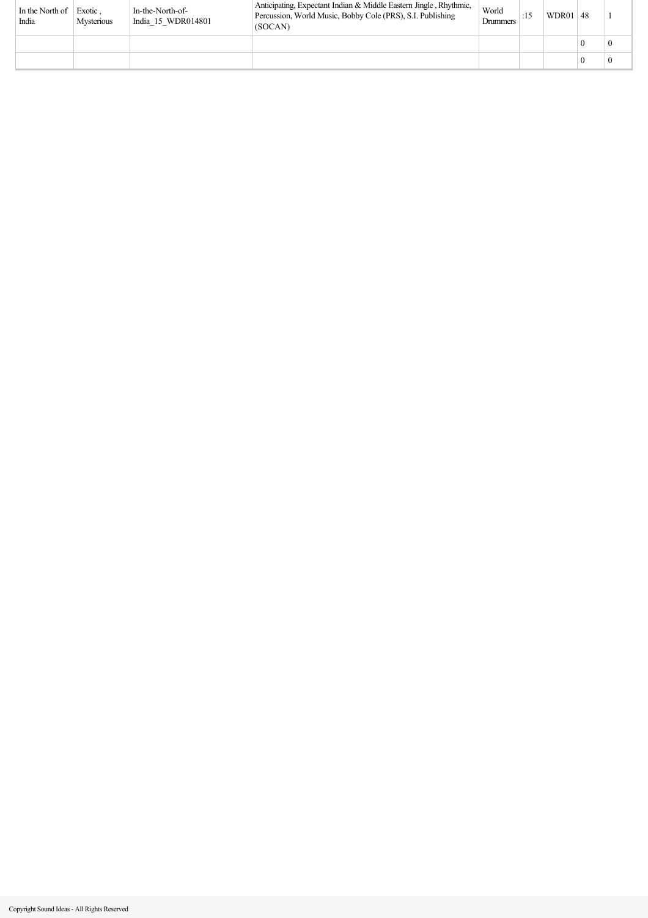| | | | | | | | | |
|---|---|---|---|---|---|---|---|---|
| In the North of India | Exotic , Mysterious | In-the-North-of-India_15_WDR014801 | Anticipating, Expectant Indian & Middle Eastern Jingle , Rhythmic, Percussion, World Music, Bobby Cole (PRS), S.I. Publishing (SOCAN) | World Drummers | :15 | WDR01 | 48 | 1 |
| | | | | | | | 0 | 0 |
| | | | | | | | 0 | 0 |

Copyright Sound Ideas - All Rights Reserved